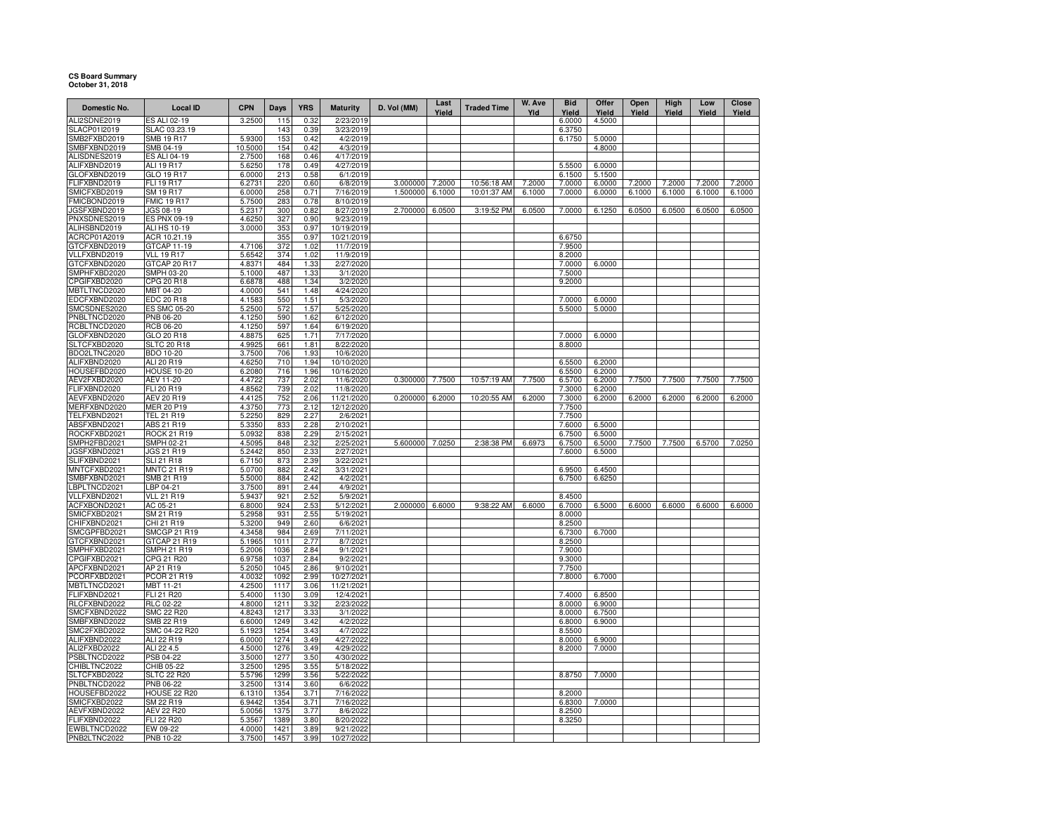**CS Board Summary**
**October 31, 2018**

| Domestic No. | Local ID | CPN | Days | YRS | Maturity | D. Vol (MM) | Last Yield | Traded Time | W. Ave Yld | Bid Yield | Offer Yield | Open Yield | High Yield | Low Yield | Close Yield |
|---|---|---|---|---|---|---|---|---|---|---|---|---|---|---|---|
| ALI2SDNE2019 | ES ALI 02-19 | 3.2500 | 115 | 0.32 | 2/23/2019 | | | | | 6.0000 | 4.5000 | | | | |
| SLACP01I2019 | SLAC 03.23.19 | | 143 | 0.39 | 3/23/2019 | | | | | 6.3750 | | | | | |
| SMB2FXBD2019 | SMB 19 R17 | 5.9300 | 153 | 0.42 | 4/2/2019 | | | | | 6.1750 | 5.0000 | | | | |
| SMBFXBND2019 | SMB 04-19 | 10.5000 | 154 | 0.42 | 4/3/2019 | | | | | | 4.8000 | | | | |
| ALISDNES2019 | ES ALI 04-19 | 2.7500 | 168 | 0.46 | 4/17/2019 | | | | | | | | | | |
| ALIFXBND2019 | ALI 19 R17 | 5.6250 | 178 | 0.49 | 4/27/2019 | | | | | 5.5500 | 6.0000 | | | | |
| GLOFXBND2019 | GLO 19 R17 | 6.0000 | 213 | 0.58 | 6/1/2019 | | | | | 6.1500 | 5.1500 | | | | |
| FLIFXBND2019 | FLI 19 R17 | 6.2731 | 220 | 0.60 | 6/8/2019 | 3.000000 | 7.2000 | 10:56:18 AM | 7.2000 | 7.0000 | 6.0000 | 7.2000 | 7.2000 | 7.2000 | 7.2000 |
| SMICFXBD2019 | SM 19 R17 | 6.0000 | 258 | 0.71 | 7/16/2019 | 1.500000 | 6.1000 | 10:01:37 AM | 6.1000 | 7.0000 | 6.0000 | 6.1000 | 6.1000 | 6.1000 | 6.1000 |
| FMICBOND2019 | FMIC 19 R17 | 5.7500 | 283 | 0.78 | 8/10/2019 | | | | | | | | | | |
| JGSFXBND2019 | JGS 08-19 | 5.2317 | 300 | 0.82 | 8/27/2019 | 2.700000 | 6.0500 | 3:19:52 PM | 6.0500 | 7.0000 | 6.1250 | 6.0500 | 6.0500 | 6.0500 | 6.0500 |
| PNXSDNES2019 | ES PNX 09-19 | 4.6250 | 327 | 0.90 | 9/23/2019 | | | | | | | | | | |
| ALIHSBND2019 | ALI HS 10-19 | 3.0000 | 353 | 0.97 | 10/19/2019 | | | | | | | | | | |
| ACRCP01A2019 | ACR 10.21.19 | | 355 | 0.97 | 10/21/2019 | | | | | 6.6750 | | | | | |
| GTCFXBND2019 | GTCAP 11-19 | 4.7106 | 372 | 1.02 | 11/7/2019 | | | | | 7.9500 | | | | | |
| VLLFXBND2019 | VLL 19 R17 | 5.6542 | 374 | 1.02 | 11/9/2019 | | | | | 8.2000 | | | | | |
| GTCFXBND2020 | GTCAP 20 R17 | 4.8371 | 484 | 1.33 | 2/27/2020 | | | | | 7.0000 | 6.0000 | | | | |
| SMPHFXBD2020 | SMPH 03-20 | 5.1000 | 487 | 1.33 | 3/1/2020 | | | | | 7.5000 | | | | | |
| CPGIFXBD2020 | CPG 20 R18 | 6.6878 | 488 | 1.34 | 3/2/2020 | | | | | 9.2000 | | | | | |
| MBTLTNCD2020 | MBT 04-20 | 4.0000 | 541 | 1.48 | 4/24/2020 | | | | | | | | | | |
| EDCFXBND2020 | EDC 20 R18 | 4.1583 | 550 | 1.51 | 5/3/2020 | | | | | 7.0000 | 6.0000 | | | | |
| SMCSDNES2020 | ES SMC 05-20 | 5.2500 | 572 | 1.57 | 5/25/2020 | | | | | 5.5000 | 5.0000 | | | | |
| PNBLTNCD2020 | PNB 06-20 | 4.1250 | 590 | 1.62 | 6/12/2020 | | | | | | | | | | |
| RCBLTNCD2020 | RCB 06-20 | 4.1250 | 597 | 1.64 | 6/19/2020 | | | | | | | | | | |
| GLOFXBND2020 | GLO 20 R18 | 4.8875 | 625 | 1.71 | 7/17/2020 | | | | | 7.0000 | 6.0000 | | | | |
| SLTCFXBD2020 | SLTC 20 R18 | 4.9925 | 661 | 1.81 | 8/22/2020 | | | | | 8.8000 | | | | | |
| BDO2LTNC2020 | BDO 10-20 | 3.7500 | 706 | 1.93 | 10/6/2020 | | | | | | | | | | |
| ALIFXBND2020 | ALI 20 R19 | 4.6250 | 710 | 1.94 | 10/10/2020 | | | | | 6.5500 | 6.2000 | | | | |
| HOUSEFBD2020 | HOUSE 10-20 | 6.2080 | 716 | 1.96 | 10/16/2020 | | | | | 6.5500 | 6.2000 | | | | |
| AEV2FXBD2020 | AEV 11-20 | 4.4722 | 737 | 2.02 | 11/6/2020 | 0.300000 | 7.7500 | 10:57:19 AM | 7.7500 | 6.5700 | 6.2000 | 7.7500 | 7.7500 | 7.7500 | 7.7500 |
| FLIFXBND2020 | FLI 20 R19 | 4.8562 | 739 | 2.02 | 11/8/2020 | | | | | 7.3000 | 6.2000 | | | | |
| AEVFXBND2020 | AEV 20 R19 | 4.4125 | 752 | 2.06 | 11/21/2020 | 0.200000 | 6.2000 | 10:20:55 AM | 6.2000 | 7.3000 | 6.2000 | 6.2000 | 6.2000 | 6.2000 | 6.2000 |
| MERFXBND2020 | MER 20 P19 | 4.3750 | 773 | 2.12 | 12/12/2020 | | | | | 7.7500 | | | | | |
| TELFXBND2021 | TEL 21 R19 | 5.2250 | 829 | 2.27 | 2/6/2021 | | | | | 7.7500 | | | | | |
| ABSFXBND2021 | ABS 21 R19 | 5.3350 | 833 | 2.28 | 2/10/2021 | | | | | 7.6000 | 6.5000 | | | | |
| ROCKFXBD2021 | ROCK 21 R19 | 5.0932 | 838 | 2.29 | 2/15/2021 | | | | | 6.7500 | 6.5000 | | | | |
| SMPH2FBD2021 | SMPH 02-21 | 4.5095 | 848 | 2.32 | 2/25/2021 | 5.600000 | 7.0250 | 2:38:38 PM | 6.6973 | 6.7500 | 6.5000 | 7.7500 | 7.7500 | 6.5700 | 7.0250 |
| JGSFXBND2021 | JGS 21 R19 | 5.2442 | 850 | 2.33 | 2/27/2021 | | | | | 7.6000 | 6.5000 | | | | |
| SLIFXBND2021 | SLI 21 R18 | 6.7150 | 873 | 2.39 | 3/22/2021 | | | | | | | | | | |
| MNTCFXBD2021 | MNTC 21 R19 | 5.0700 | 882 | 2.42 | 3/31/2021 | | | | | 6.9500 | 6.4500 | | | | |
| SMBFXBND2021 | SMB 21 R19 | 5.5000 | 884 | 2.42 | 4/2/2021 | | | | | 6.7500 | 6.6250 | | | | |
| LBPLTNCD2021 | LBP 04-21 | 3.7500 | 891 | 2.44 | 4/9/2021 | | | | | | | | | | |
| VLLFXBND2021 | VLL 21 R19 | 5.9437 | 921 | 2.52 | 5/9/2021 | | | | | 8.4500 | | | | | |
| ACFXBOND2021 | AC 05-21 | 6.8000 | 924 | 2.53 | 5/12/2021 | 2.000000 | 6.6000 | 9:38:22 AM | 6.6000 | 6.7000 | 6.5000 | 6.6000 | 6.6000 | 6.6000 | 6.6000 |
| SMICFXBD2021 | SM 21 R19 | 5.2958 | 931 | 2.55 | 5/19/2021 | | | | | 8.0000 | | | | | |
| CHIFXBND2021 | CHI 21 R19 | 5.3200 | 949 | 2.60 | 6/6/2021 | | | | | 8.2500 | | | | | |
| SMCGPFBD2021 | SMCGP 21 R19 | 4.3458 | 984 | 2.69 | 7/11/2021 | | | | | 6.7300 | 6.7000 | | | | |
| GTCFXBND2021 | GTCAP 21 R19 | 5.1965 | 1011 | 2.77 | 8/7/2021 | | | | | 8.2500 | | | | | |
| SMPHFXBD2021 | SMPH 21 R19 | 5.2006 | 1036 | 2.84 | 9/1/2021 | | | | | 7.9000 | | | | | |
| CPGIFXBD2021 | CPG 21 R20 | 6.9758 | 1037 | 2.84 | 9/2/2021 | | | | | 9.3000 | | | | | |
| APCFXBND2021 | AP 21 R19 | 5.2050 | 1045 | 2.86 | 9/10/2021 | | | | | 7.7500 | | | | | |
| PCORFXBD2021 | PCOR 21 R19 | 4.0032 | 1092 | 2.99 | 10/27/2021 | | | | | 7.8000 | 6.7000 | | | | |
| MBTLTNCD2021 | MBT 11-21 | 4.2500 | 1117 | 3.06 | 11/21/2021 | | | | | | | | | | |
| FLIFXBND2021 | FLI 21 R20 | 5.4000 | 1130 | 3.09 | 12/4/2021 | | | | | 7.4000 | 6.8500 | | | | |
| RLCFXBND2022 | RLC 02-22 | 4.8000 | 1211 | 3.32 | 2/23/2022 | | | | | 8.0000 | 6.9000 | | | | |
| SMCFXBND2022 | SMC 22 R20 | 4.8243 | 1217 | 3.33 | 3/1/2022 | | | | | 8.0000 | 6.7500 | | | | |
| SMBFXBND2022 | SMB 22 R19 | 6.6000 | 1249 | 3.42 | 4/2/2022 | | | | | 6.8000 | 6.9000 | | | | |
| SMC2FXBD2022 | SMC 04-22 R20 | 5.1923 | 1254 | 3.43 | 4/7/2022 | | | | | 8.5500 | | | | | |
| ALIFXBND2022 | ALI 22 R19 | 6.0000 | 1274 | 3.49 | 4/27/2022 | | | | | 8.0000 | 6.9000 | | | | |
| ALI2FXBD2022 | ALI 22 4.5 | 4.5000 | 1276 | 3.49 | 4/29/2022 | | | | | 8.2000 | 7.0000 | | | | |
| PSBLTNCD2022 | PSB 04-22 | 3.5000 | 1277 | 3.50 | 4/30/2022 | | | | | | | | | | |
| CHIBLTNC2022 | CHIB 05-22 | 3.2500 | 1295 | 3.55 | 5/18/2022 | | | | | | | | | | |
| SLTCFXBD2022 | SLTC 22 R20 | 5.5796 | 1299 | 3.56 | 5/22/2022 | | | | | 8.8750 | 7.0000 | | | | |
| PNBLTNCD2022 | PNB 06-22 | 3.2500 | 1314 | 3.60 | 6/6/2022 | | | | | | | | | | |
| HOUSEFBD2022 | HOUSE 22 R20 | 6.1310 | 1354 | 3.71 | 7/16/2022 | | | | | 8.2000 | | | | | |
| SMICFXBD2022 | SM 22 R19 | 6.9442 | 1354 | 3.71 | 7/16/2022 | | | | | 6.8300 | 7.0000 | | | | |
| AEVFXBND2022 | AEV 22 R20 | 5.0056 | 1375 | 3.77 | 8/6/2022 | | | | | 8.2500 | | | | | |
| FLIFXBND2022 | FLI 22 R20 | 5.3567 | 1389 | 3.80 | 8/20/2022 | | | | | 8.3250 | | | | | |
| EWBLTNCD2022 | EW 09-22 | 4.0000 | 1421 | 3.89 | 9/21/2022 | | | | | | | | | | |
| PNB2LTNC2022 | PNB 10-22 | 3.7500 | 1457 | 3.99 | 10/27/2022 | | | | | | | | | | |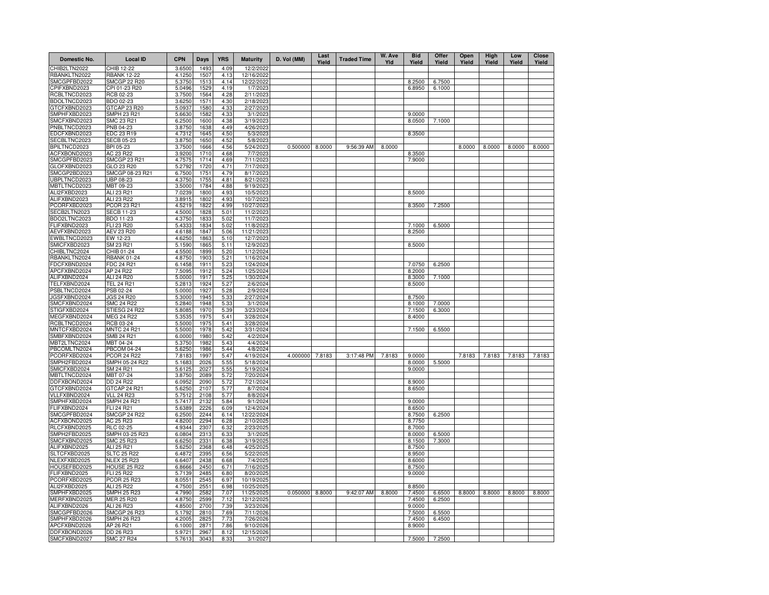| Domestic No. | Local ID | CPN | Days | YRS | Maturity | D. Vol (MM) | Last Yield | Traded Time | W. Ave Yld | Bid Yield | Offer Yield | Open Yield | High Yield | Low Yield | Close Yield |
|---|---|---|---|---|---|---|---|---|---|---|---|---|---|---|---|
| CHIB2LTN2022 | CHIB 12-22 | 3.6500 | 1493 | 4.09 | 12/2/2022 | | | | | | | | | | |
| RBANKLTN2022 | RBANK 12-22 | 4.1250 | 1507 | 4.13 | 12/16/2022 | | | | | | | | | | |
| SMCGPFBD2022 | SMCGP 22 R20 | 5.3750 | 1513 | 4.14 | 12/22/2022 | | | | | 8.2500 | 6.7500 | | | | |
| CPIFXBND2023 | CPI 01-23 R20 | 5.0496 | 1529 | 4.19 | 1/7/2023 | | | | | 6.8950 | 6.1000 | | | | |
| RCBLTNCD2023 | RCB 02-23 | 3.7500 | 1564 | 4.28 | 2/11/2023 | | | | | | | | | | |
| BDOLTNCD2023 | BDO 02-23 | 3.6250 | 1571 | 4.30 | 2/18/2023 | | | | | | | | | | |
| GTCFXBND2023 | GTCAP 23 R20 | 5.0937 | 1580 | 4.33 | 2/27/2023 | | | | | | | | | | |
| SMPHFXBD2023 | SMPH 23 R21 | 5.6630 | 1582 | 4.33 | 3/1/2023 | | | | | 9.0000 | | | | | |
| SMCFXBND2023 | SMC 23 R21 | 6.2500 | 1600 | 4.38 | 3/19/2023 | | | | | 8.0500 | 7.1000 | | | | |
| PNBLTNCD2023 | PNB 04-23 | 3.8750 | 1638 | 4.49 | 4/26/2023 | | | | | | | | | | |
| EDCFXBND2023 | EDC 23 R19 | 4.7312 | 1645 | 4.50 | 5/3/2023 | | | | | 8.3500 | | | | | |
| SECBLTNC2023 | SECB 05-23 | 3.8750 | 1650 | 4.52 | 5/8/2023 | | | | | | | | | | |
| BPILTNCD2023 | BPI 05-23 | 3.7500 | 1666 | 4.56 | 5/24/2023 | 0.500000 | 8.0000 | 9:56:39 AM | 8.0000 | | | 8.0000 | 8.0000 | 8.0000 | 8.0000 |
| ACFXBOND2023 | AC 23 R22 | 3.9200 | 1710 | 4.68 | 7/7/2023 | | | | | 8.3500 | | | | | |
| SMCGPFBD2023 | SMCGP 23 R21 | 4.7575 | 1714 | 4.69 | 7/11/2023 | | | | | 7.9000 | | | | | |
| GLOFXBND2023 | GLO 23 R20 | 5.2792 | 1720 | 4.71 | 7/17/2023 | | | | | | | | | | |
| SMCGP2BD2023 | SMCGP 08-23 R21 | 6.7500 | 1751 | 4.79 | 8/17/2023 | | | | | | | | | | |
| UBPLTNCD2023 | UBP 08-23 | 4.3750 | 1755 | 4.81 | 8/21/2023 | | | | | | | | | | |
| MBTLTNCD2023 | MBT 09-23 | 3.5000 | 1784 | 4.88 | 9/19/2023 | | | | | | | | | | |
| ALI2FXBD2023 | ALI 23 R21 | 7.0239 | 1800 | 4.93 | 10/5/2023 | | | | | 8.5000 | | | | | |
| ALIFXBND2023 | ALI 23 R22 | 3.8915 | 1802 | 4.93 | 10/7/2023 | | | | | | | | | | |
| PCORFXBD2023 | PCOR 23 R21 | 4.5219 | 1822 | 4.99 | 10/27/2023 | | | | | 8.3500 | 7.2500 | | | | |
| SECB2LTN2023 | SECB 11-23 | 4.5000 | 1828 | 5.01 | 11/2/2023 | | | | | | | | | | |
| BDO2LTNC2023 | BDO 11-23 | 4.3750 | 1833 | 5.02 | 11/7/2023 | | | | | | | | | | |
| FLIFXBND2023 | FLI 23 R20 | 5.4333 | 1834 | 5.02 | 11/8/2023 | | | | | 7.1000 | 6.5000 | | | | |
| AEVFXBND2023 | AEV 23 R20 | 4.6188 | 1847 | 5.06 | 11/21/2023 | | | | | 8.2500 | | | | | |
| EWBLTNCD2023 | EW 12-23 | 4.6250 | 1863 | 5.10 | 12/7/2023 | | | | | | | | | | |
| SMICFXBD2023 | SM 23 R21 | 5.1590 | 1865 | 5.11 | 12/9/2023 | | | | | 8.5000 | | | | | |
| CHIBLTNC2024 | CHIB 01-24 | 4.5500 | 1899 | 5.20 | 1/12/2024 | | | | | | | | | | |
| RBANKLTN2024 | RBANK 01-24 | 4.8750 | 1903 | 5.21 | 1/16/2024 | | | | | | | | | | |
| FDCFXBND2024 | FDC 24 R21 | 6.1458 | 1911 | 5.23 | 1/24/2024 | | | | | 7.0750 | 6.2500 | | | | |
| APCFXBND2024 | AP 24 R22 | 7.5095 | 1912 | 5.24 | 1/25/2024 | | | | | 8.2000 | | | | | |
| ALIFXBND2024 | ALI 24 R20 | 5.0000 | 1917 | 5.25 | 1/30/2024 | | | | | 8.3000 | 7.1000 | | | | |
| TELFXBND2024 | TEL 24 R21 | 5.2813 | 1924 | 5.27 | 2/6/2024 | | | | | 8.5000 | | | | | |
| PSBLTNCD2024 | PSB 02-24 | 5.0000 | 1927 | 5.28 | 2/9/2024 | | | | | | | | | | |
| JGSFXBND2024 | JGS 24 R20 | 5.3000 | 1945 | 5.33 | 2/27/2024 | | | | | 8.7500 | | | | | |
| SMCFXBND2024 | SMC 24 R22 | 5.2840 | 1948 | 5.33 | 3/1/2024 | | | | | 8.1000 | 7.0000 | | | | |
| STIGFXBD2024 | STIESG 24 R22 | 5.8085 | 1970 | 5.39 | 3/23/2024 | | | | | 7.1500 | 6.3000 | | | | |
| MEGFXBND2024 | MEG 24 R22 | 5.3535 | 1975 | 5.41 | 3/28/2024 | | | | | 8.4000 | | | | | |
| RCBLTNCD2024 | RCB 03-24 | 5.5000 | 1975 | 5.41 | 3/28/2024 | | | | | | | | | | |
| MNTCFXBD2024 | MNTC 24 R21 | 5.5000 | 1978 | 5.42 | 3/31/2024 | | | | | 7.1500 | 6.5500 | | | | |
| SMBFXBND2024 | SMB 24 R21 | 6.0000 | 1980 | 5.42 | 4/2/2024 | | | | | | | | | | |
| MBT2LTNC2024 | MBT 04-24 | 5.3750 | 1982 | 5.43 | 4/4/2024 | | | | | | | | | | |
| PBCOMLTN2024 | PBCOM 04-24 | 5.6250 | 1986 | 5.44 | 4/8/2024 | | | | | | | | | | |
| PCORFXBD2024 | PCOR 24 R22 | 7.8183 | 1997 | 5.47 | 4/19/2024 | 4.000000 | 7.8183 | 3:17:48 PM | 7.8183 | 9.0000 | | 7.8183 | 7.8183 | 7.8183 | 7.8183 |
| SMPH2FBD2024 | SMPH 05-24 R22 | 5.1683 | 2026 | 5.55 | 5/18/2024 | | | | | 8.0000 | 5.5000 | | | | |
| SMICFXBD2024 | SM 24 R21 | 5.6125 | 2027 | 5.55 | 5/19/2024 | | | | | 9.0000 | | | | | |
| MBTLTNCD2024 | MBT 07-24 | 3.8750 | 2089 | 5.72 | 7/20/2024 | | | | | | | | | | |
| DDFXBOND2024 | DD 24 R22 | 6.0952 | 2090 | 5.72 | 7/21/2024 | | | | | 8.9000 | | | | | |
| GTCFXBND2024 | GTCAP 24 R21 | 5.6250 | 2107 | 5.77 | 8/7/2024 | | | | | 8.6500 | | | | | |
| VLLFXBND2024 | VLL 24 R23 | 5.7512 | 2108 | 5.77 | 8/8/2024 | | | | | | | | | | |
| SMPHFXBD2024 | SMPH 24 R21 | 5.7417 | 2132 | 5.84 | 9/1/2024 | | | | | 9.0000 | | | | | |
| FLIFXBND2024 | FLI 24 R21 | 5.6389 | 2226 | 6.09 | 12/4/2024 | | | | | 8.6500 | | | | | |
| SMCGPFBD2024 | SMCGP 24 R22 | 6.2500 | 2244 | 6.14 | 12/22/2024 | | | | | 8.7500 | 6.2500 | | | | |
| ACFXBOND2025 | AC 25 R23 | 4.8200 | 2294 | 6.28 | 2/10/2025 | | | | | 8.7750 | | | | | |
| RLCFXBND2025 | RLC 02-25 | 4.9344 | 2307 | 6.32 | 2/23/2025 | | | | | 8.7000 | | | | | |
| SMPH2FBD2025 | SMPH 03-25 R23 | 6.0804 | 2313 | 6.33 | 3/1/2025 | | | | | 8.0000 | 6.5000 | | | | |
| SMCFXBND2025 | SMC 25 R23 | 6.6250 | 2331 | 6.38 | 3/19/2025 | | | | | 8.1500 | 7.3000 | | | | |
| ALIFXBND2025 | ALI 25 R21 | 5.6250 | 2368 | 6.48 | 4/25/2025 | | | | | 8.7500 | | | | | |
| SLTCFXBD2025 | SLTC 25 R22 | 6.4872 | 2395 | 6.56 | 5/22/2025 | | | | | 8.9500 | | | | | |
| NLEXFXBD2025 | NLEX 25 R23 | 6.6407 | 2438 | 6.68 | 7/4/2025 | | | | | 8.6000 | | | | | |
| HOUSEFBD2025 | HOUSE 25 R22 | 6.8666 | 2450 | 6.71 | 7/16/2025 | | | | | 8.7500 | | | | | |
| FLIFXBND2025 | FLI 25 R22 | 5.7139 | 2485 | 6.80 | 8/20/2025 | | | | | 9.0000 | | | | | |
| PCORFXBD2025 | PCOR 25 R23 | 8.0551 | 2545 | 6.97 | 10/19/2025 | | | | | | | | | | |
| ALI2FXBD2025 | ALI 25 R22 | 4.7500 | 2551 | 6.98 | 10/25/2025 | | | | | 8.8500 | | | | | |
| SMPHFXBD2025 | SMPH 25 R23 | 4.7990 | 2582 | 7.07 | 11/25/2025 | 0.050000 | 8.8000 | 9:42:07 AM | 8.8000 | 7.4500 | 6.6500 | 8.8000 | 8.8000 | 8.8000 | 8.8000 |
| MERFXBND2025 | MER 25 R20 | 4.8750 | 2599 | 7.12 | 12/12/2025 | | | | | 7.4500 | 6.2500 | | | | |
| ALIFXBND2026 | ALI 26 R23 | 4.8500 | 2700 | 7.39 | 3/23/2026 | | | | | 9.0000 | | | | | |
| SMCGPFBD2026 | SMCGP 26 R23 | 5.1792 | 2810 | 7.69 | 7/11/2026 | | | | | 7.5000 | 6.5500 | | | | |
| SMPHFXBD2026 | SMPH 26 R23 | 4.2005 | 2825 | 7.73 | 7/26/2026 | | | | | 7.4500 | 6.4500 | | | | |
| APCFXBND2026 | AP 26 R21 | 6.1000 | 2871 | 7.86 | 9/10/2026 | | | | | 8.9000 | | | | | |
| DDFXBOND2026 | DD 26 R23 | 5.9721 | 2967 | 8.12 | 12/15/2026 | | | | | | | | | | |
| SMCFXBND2027 | SMC 27 R24 | 5.7613 | 3043 | 8.33 | 3/1/2027 | | | | | 7.5000 | 7.2500 | | | | |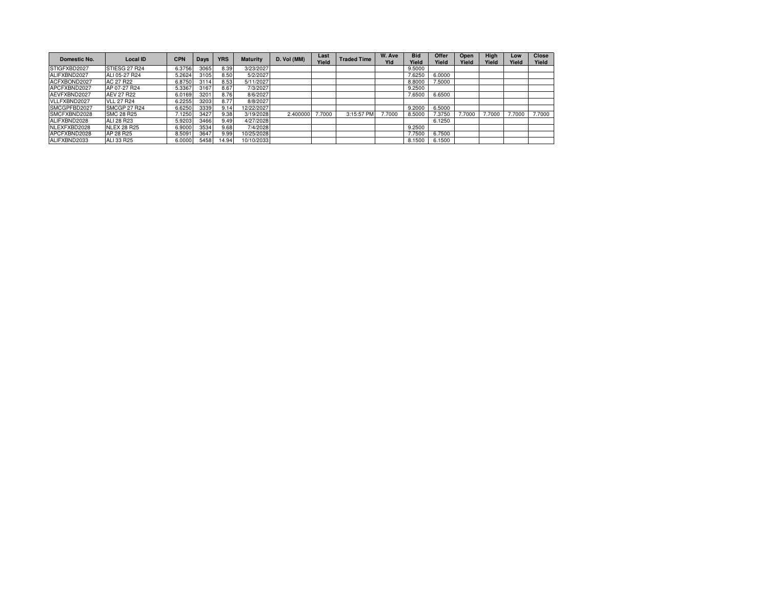| Domestic No. | Local ID | CPN | Days | YRS | Maturity | D. Vol (MM) | Last Yield | Traded Time | W. Ave Yld | Bid Yield | Offer Yield | Open Yield | High Yield | Low Yield | Close Yield |
|---|---|---|---|---|---|---|---|---|---|---|---|---|---|---|---|
| STIGFXBD2027 | STIESG 27 R24 | 6.3756 | 3065 | 8.39 | 3/23/2027 | | | | | 9.5000 | | | | | |
| ALIFXBND2027 | ALI 05-27 R24 | 5.2624 | 3105 | 8.50 | 5/2/2027 | | | | | 7.6250 | 6.0000 | | | | |
| ACFXBOND2027 | AC 27 R22 | 6.8750 | 3114 | 8.53 | 5/11/2027 | | | | | 8.8000 | 7.5000 | | | | |
| APCFXBND2027 | AP 07-27 R24 | 5.3367 | 3167 | 8.67 | 7/3/2027 | | | | | 9.2500 | | | | | |
| AEVFXBND2027 | AEV 27 R22 | 6.0169 | 3201 | 8.76 | 8/6/2027 | | | | | 7.6500 | 6.6500 | | | | |
| VLLFXBND2027 | VLL 27 R24 | 6.2255 | 3203 | 8.77 | 8/8/2027 | | | | | | | | | | |
| SMCGPFBD2027 | SMCGP 27 R24 | 6.6250 | 3339 | 9.14 | 12/22/2027 | | | | | 9.2000 | 6.5000 | | | | |
| SMCFXBND2028 | SMC 28 R25 | 7.1250 | 3427 | 9.38 | 3/19/2028 | 2.400000 | 7.7000 | 3:15:57 PM | 7.7000 | 8.5000 | 7.3750 | 7.7000 | 7.7000 | 7.7000 | 7.7000 |
| ALIFXBND2028 | ALI 28 R23 | 5.9203 | 3466 | 9.49 | 4/27/2028 | | | | | | 6.1250 | | | | |
| NLEXFXBD2028 | NLEX 28 R25 | 6.9000 | 3534 | 9.68 | 7/4/2028 | | | | | 9.2500 | | | | | |
| APCFXBND2028 | AP 28 R25 | 8.5091 | 3647 | 9.99 | 10/25/2028 | | | | | 7.7500 | 6.7500 | | | | |
| ALIFXBND2033 | ALI 33 R25 | 6.0000 | 5458 | 14.94 | 10/10/2033 | | | | | 8.1500 | 6.1500 | | | | |